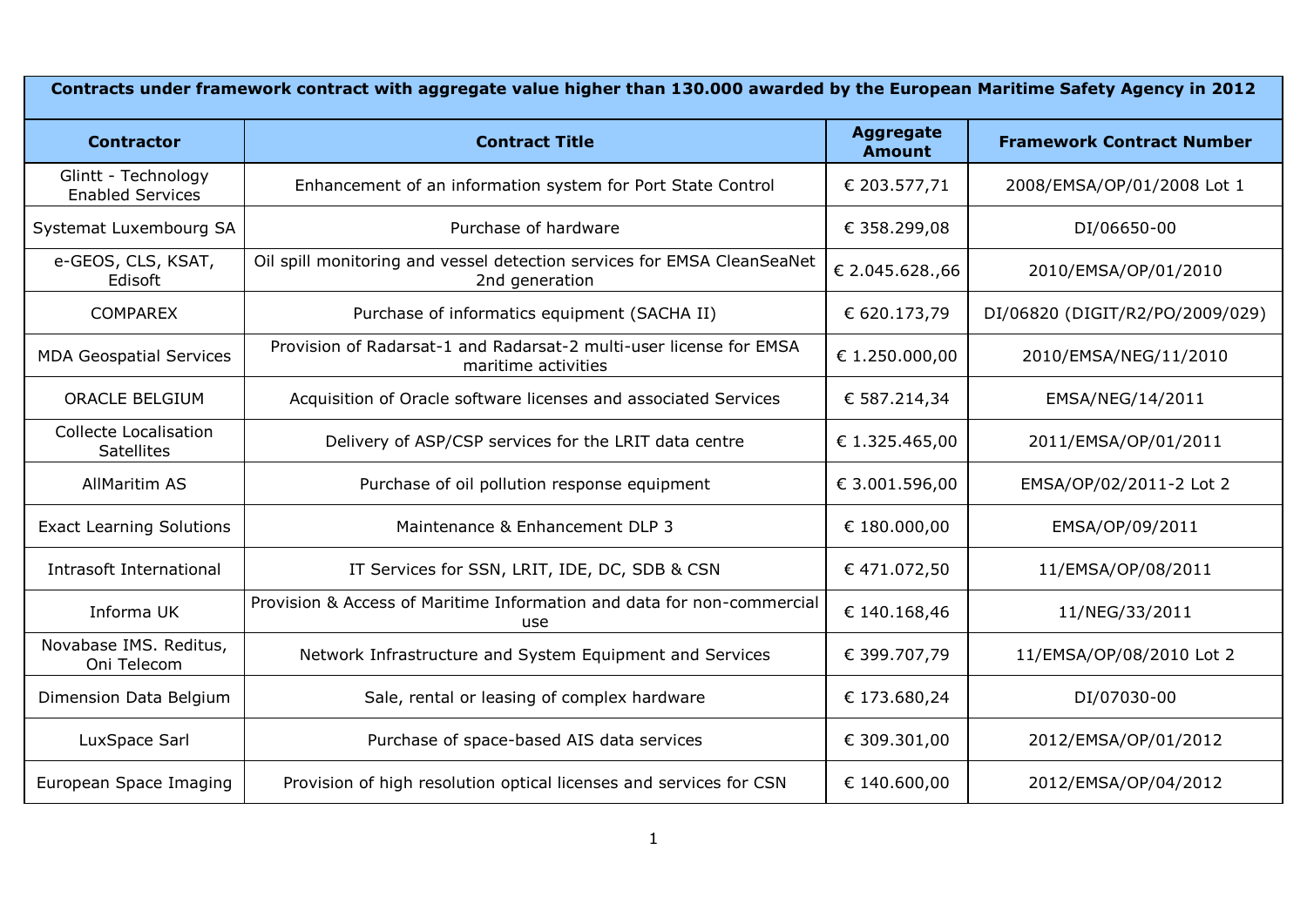| Contracts under framework contract with aggregate value higher than 130.000 awarded by the European Maritime Safety Agency in 2012 | | | |
|---|---|---|---|
| **Contractor** | **Contract Title** | **Aggregate Amount** | **Framework Contract Number** |
| Glintt - Technology Enabled Services | Enhancement of an information system for Port State Control | € 203.577,71 | 2008/EMSA/OP/01/2008 Lot 1 |
| Systemat Luxembourg SA | Purchase of hardware | € 358.299,08 | DI/06650-00 |
| e-GEOS, CLS, KSAT, Edisoft | Oil spill monitoring and vessel detection services for EMSA CleanSeaNet 2nd generation | € 2.045.628.,66 | 2010/EMSA/OP/01/2010 |
| COMPAREX | Purchase of informatics equipment (SACHA II) | € 620.173,79 | DI/06820 (DIGIT/R2/PO/2009/029) |
| MDA Geospatial Services | Provision of Radarsat-1 and Radarsat-2 multi-user license for EMSA maritime activities | € 1.250.000,00 | 2010/EMSA/NEG/11/2010 |
| ORACLE BELGIUM | Acquisition of Oracle software licenses and associated Services | € 587.214,34 | EMSA/NEG/14/2011 |
| Collecte Localisation Satellites | Delivery of ASP/CSP services for the LRIT data centre | € 1.325.465,00 | 2011/EMSA/OP/01/2011 |
| AllMaritim AS | Purchase of oil pollution response equipment | € 3.001.596,00 | EMSA/OP/02/2011-2 Lot 2 |
| Exact Learning Solutions | Maintenance & Enhancement DLP 3 | € 180.000,00 | EMSA/OP/09/2011 |
| Intrasoft International | IT Services for SSN, LRIT, IDE, DC, SDB & CSN | € 471.072,50 | 11/EMSA/OP/08/2011 |
| Informa UK | Provision & Access of Maritime Information and data for non-commercial use | € 140.168,46 | 11/NEG/33/2011 |
| Novabase IMS. Reditus, Oni Telecom | Network Infrastructure and System Equipment and Services | € 399.707,79 | 11/EMSA/OP/08/2010 Lot 2 |
| Dimension Data Belgium | Sale, rental or leasing of complex hardware | € 173.680,24 | DI/07030-00 |
| LuxSpace Sarl | Purchase of space-based AIS data services | € 309.301,00 | 2012/EMSA/OP/01/2012 |
| European Space Imaging | Provision of high resolution optical licenses and services for CSN | € 140.600,00 | 2012/EMSA/OP/04/2012 |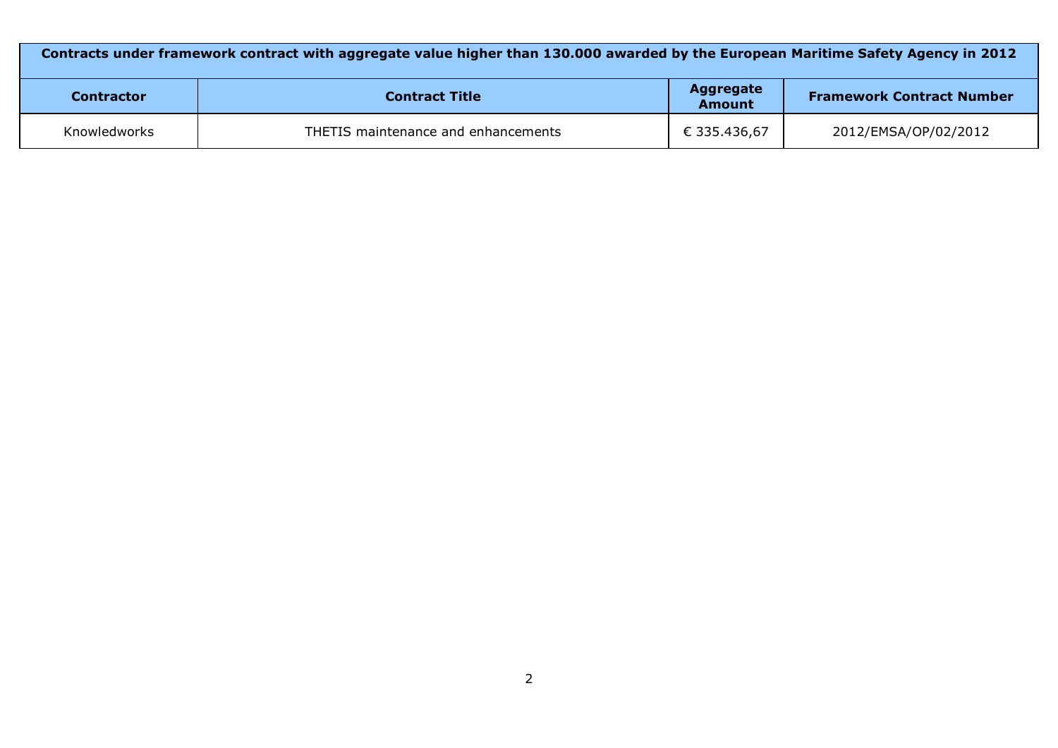| Contracts under framework contract with aggregate value higher than 130.000 awarded by the European Maritime Safety Agency in 2012 | | | |
|---|---|---|---|
| **Contractor** | **Contract Title** | **Aggregate Amount** | **Framework Contract Number** |
| Knowledworks | THETIS maintenance and enhancements | € 335.436,67 | 2012/EMSA/OP/02/2012 |